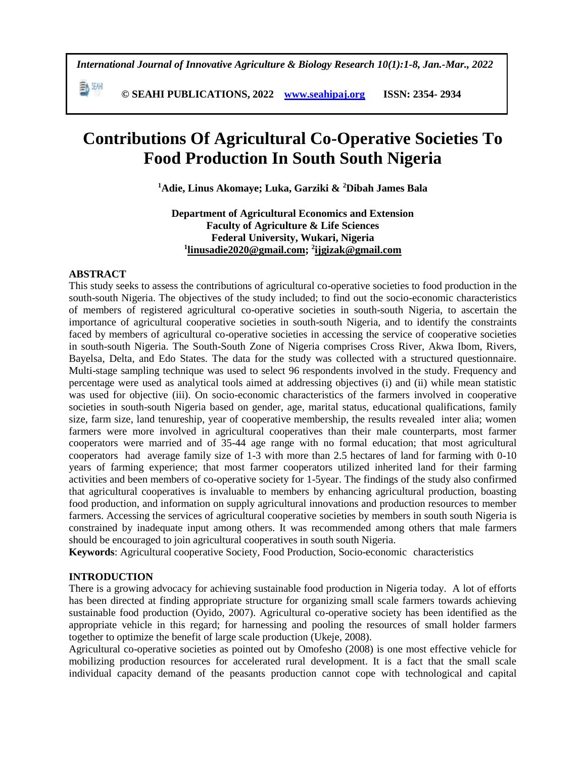# Contributions Of Agricultural Co-Operative Societies To Food Production In South South Nigeria

**[1]Adie, Linus Akomaye; Luka, Garziki & [2]Dibah James Bala**

**Department of Agricultural Economics and Extension**
**Faculty of Agriculture & Life Sciences**
**Federal University, Wukari, Nigeria**
**[1]linusadie2020@gmail.com; [2]ijgizak@gmail.com**

## ABSTRACT

This study seeks to assess the contributions of agricultural co-operative societies to food production in the south-south Nigeria. The objectives of the study included; to find out the socio-economic characteristics of members of registered agricultural co-operative societies in south-south Nigeria, to ascertain the importance of agricultural cooperative societies in south-south Nigeria, and to identify the constraints faced by members of agricultural co-operative societies in accessing the service of cooperative societies in south-south Nigeria. The South-South Zone of Nigeria comprises Cross River, Akwa Ibom, Rivers, Bayelsa, Delta, and Edo States. The data for the study was collected with a structured questionnaire. Multi-stage sampling technique was used to select 96 respondents involved in the study. Frequency and percentage were used as analytical tools aimed at addressing objectives (i) and (ii) while mean statistic was used for objective (iii). On socio-economic characteristics of the farmers involved in cooperative societies in south-south Nigeria based on gender, age, marital status, educational qualifications, family size, farm size, land tenureship, year of cooperative membership, the results revealed inter alia; women farmers were more involved in agricultural cooperatives than their male counterparts, most farmer cooperators were married and of 35-44 age range with no formal education; that most agricultural cooperators had average family size of 1-3 with more than 2.5 hectares of land for farming with 0-10 years of farming experience; that most farmer cooperators utilized inherited land for their farming activities and been members of co-operative society for 1-5year. The findings of the study also confirmed that agricultural cooperatives is invaluable to members by enhancing agricultural production, boasting food production, and information on supply agricultural innovations and production resources to member farmers. Accessing the services of agricultural cooperative societies by members in south south Nigeria is constrained by inadequate input among others. It was recommended among others that male farmers should be encouraged to join agricultural cooperatives in south south Nigeria.

**Keywords**: Agricultural cooperative Society, Food Production, Socio-economic characteristics

## INTRODUCTION

There is a growing advocacy for achieving sustainable food production in Nigeria today. A lot of efforts has been directed at finding appropriate structure for organizing small scale farmers towards achieving sustainable food production (Oyido, 2007). Agricultural co-operative society has been identified as the appropriate vehicle in this regard; for harnessing and pooling the resources of small holder farmers together to optimize the benefit of large scale production (Ukeje, 2008).

Agricultural co-operative societies as pointed out by Omofesho (2008) is one most effective vehicle for mobilizing production resources for accelerated rural development. It is a fact that the small scale individual capacity demand of the peasants production cannot cope with technological and capital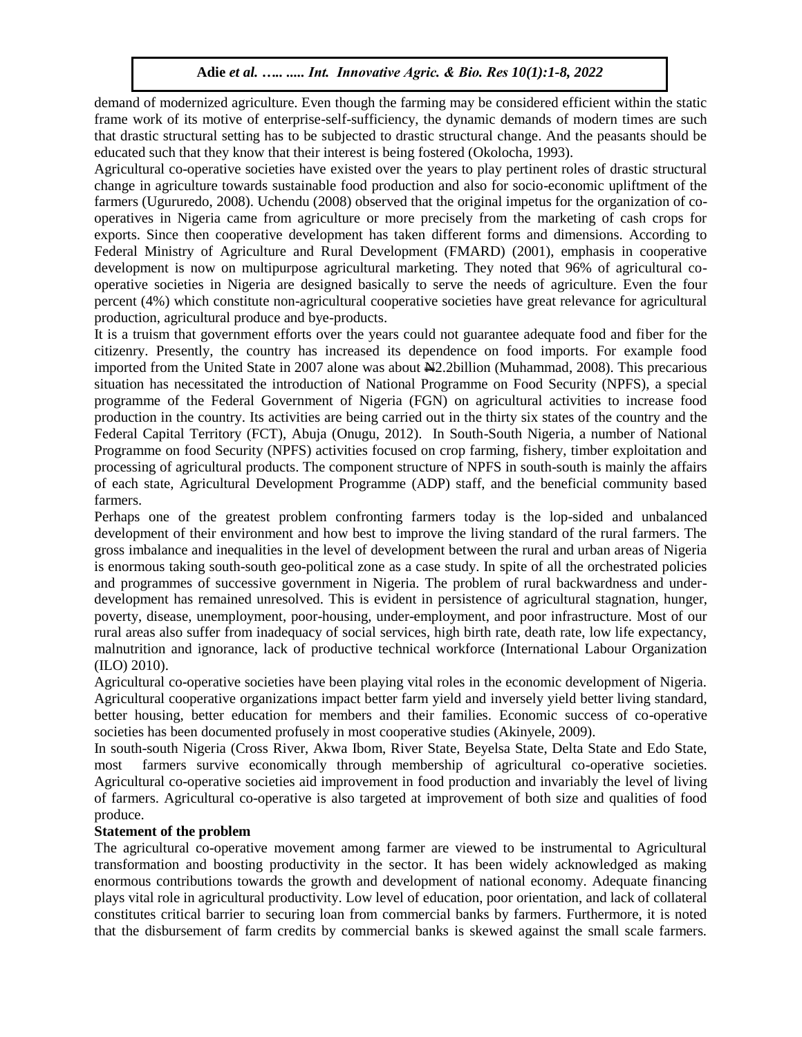demand of modernized agriculture. Even though the farming may be considered efficient within the static frame work of its motive of enterprise-self-sufficiency, the dynamic demands of modern times are such that drastic structural setting has to be subjected to drastic structural change. And the peasants should be educated such that they know that their interest is being fostered (Okolocha, 1993).

Agricultural co-operative societies have existed over the years to play pertinent roles of drastic structural change in agriculture towards sustainable food production and also for socio-economic upliftment of the farmers (Ugururedo, 2008). Uchendu (2008) observed that the original impetus for the organization of co-operatives in Nigeria came from agriculture or more precisely from the marketing of cash crops for exports. Since then cooperative development has taken different forms and dimensions. According to Federal Ministry of Agriculture and Rural Development (FMARD) (2001), emphasis in cooperative development is now on multipurpose agricultural marketing. They noted that 96% of agricultural co-operative societies in Nigeria are designed basically to serve the needs of agriculture. Even the four percent (4%) which constitute non-agricultural cooperative societies have great relevance for agricultural production, agricultural produce and bye-products.

It is a truism that government efforts over the years could not guarantee adequate food and fiber for the citizenry. Presently, the country has increased its dependence on food imports. For example food imported from the United State in 2007 alone was about ₦2.2billion (Muhammad, 2008). This precarious situation has necessitated the introduction of National Programme on Food Security (NPFS), a special programme of the Federal Government of Nigeria (FGN) on agricultural activities to increase food production in the country. Its activities are being carried out in the thirty six states of the country and the Federal Capital Territory (FCT), Abuja (Onugu, 2012). In South-South Nigeria, a number of National Programme on food Security (NPFS) activities focused on crop farming, fishery, timber exploitation and processing of agricultural products. The component structure of NPFS in south-south is mainly the affairs of each state, Agricultural Development Programme (ADP) staff, and the beneficial community based farmers.

Perhaps one of the greatest problem confronting farmers today is the lop-sided and unbalanced development of their environment and how best to improve the living standard of the rural farmers. The gross imbalance and inequalities in the level of development between the rural and urban areas of Nigeria is enormous taking south-south geo-political zone as a case study. In spite of all the orchestrated policies and programmes of successive government in Nigeria. The problem of rural backwardness and under-development has remained unresolved. This is evident in persistence of agricultural stagnation, hunger, poverty, disease, unemployment, poor-housing, under-employment, and poor infrastructure. Most of our rural areas also suffer from inadequacy of social services, high birth rate, death rate, low life expectancy, malnutrition and ignorance, lack of productive technical workforce (International Labour Organization (ILO) 2010).

Agricultural co-operative societies have been playing vital roles in the economic development of Nigeria. Agricultural cooperative organizations impact better farm yield and inversely yield better living standard, better housing, better education for members and their families. Economic success of co-operative societies has been documented profusely in most cooperative studies (Akinyele, 2009).

In south-south Nigeria (Cross River, Akwa Ibom, River State, Beyelsa State, Delta State and Edo State, most farmers survive economically through membership of agricultural co-operative societies. Agricultural co-operative societies aid improvement in food production and invariably the level of living of farmers. Agricultural co-operative is also targeted at improvement of both size and qualities of food produce.

**Statement of the problem**

The agricultural co-operative movement among farmer are viewed to be instrumental to Agricultural transformation and boosting productivity in the sector. It has been widely acknowledged as making enormous contributions towards the growth and development of national economy. Adequate financing plays vital role in agricultural productivity. Low level of education, poor orientation, and lack of collateral constitutes critical barrier to securing loan from commercial banks by farmers. Furthermore, it is noted that the disbursement of farm credits by commercial banks is skewed against the small scale farmers.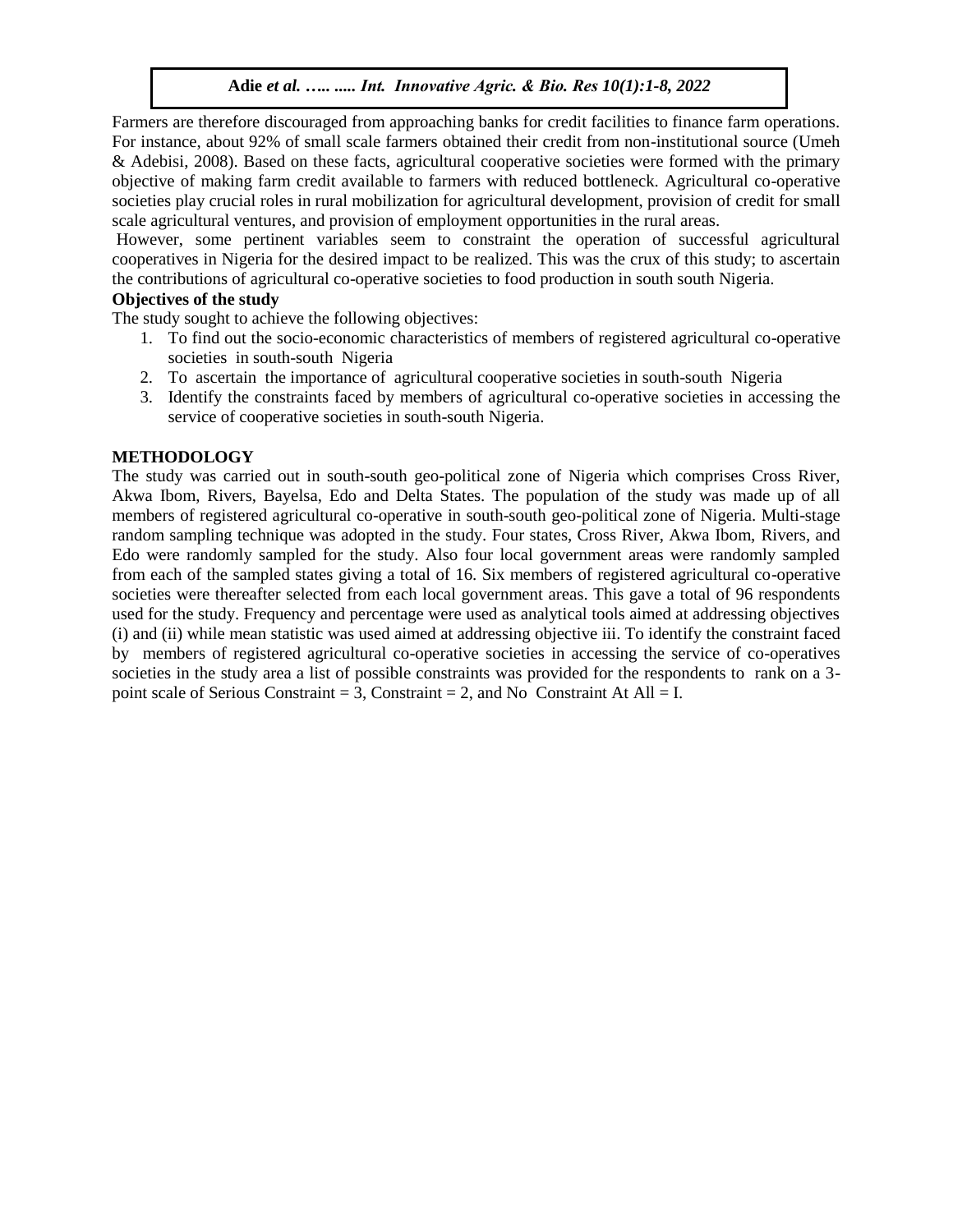Farmers are therefore discouraged from approaching banks for credit facilities to finance farm operations. For instance, about 92% of small scale farmers obtained their credit from non-institutional source (Umeh & Adebisi, 2008). Based on these facts, agricultural cooperative societies were formed with the primary objective of making farm credit available to farmers with reduced bottleneck. Agricultural co-operative societies play crucial roles in rural mobilization for agricultural development, provision of credit for small scale agricultural ventures, and provision of employment opportunities in the rural areas.

However, some pertinent variables seem to constraint the operation of successful agricultural cooperatives in Nigeria for the desired impact to be realized. This was the crux of this study; to ascertain the contributions of agricultural co-operative societies to food production in south south Nigeria.

**Objectives of the study**

The study sought to achieve the following objectives:

1. To find out the socio-economic characteristics of members of registered agricultural co-operative societies in south-south Nigeria
2. To ascertain the importance of agricultural cooperative societies in south-south Nigeria
3. Identify the constraints faced by members of agricultural co-operative societies in accessing the service of cooperative societies in south-south Nigeria.

## METHODOLOGY

The study was carried out in south-south geo-political zone of Nigeria which comprises Cross River, Akwa Ibom, Rivers, Bayelsa, Edo and Delta States. The population of the study was made up of all members of registered agricultural co-operative in south-south geo-political zone of Nigeria. Multi-stage random sampling technique was adopted in the study. Four states, Cross River, Akwa Ibom, Rivers, and Edo were randomly sampled for the study. Also four local government areas were randomly sampled from each of the sampled states giving a total of 16. Six members of registered agricultural co-operative societies were thereafter selected from each local government areas. This gave a total of 96 respondents used for the study. Frequency and percentage were used as analytical tools aimed at addressing objectives (i) and (ii) while mean statistic was used aimed at addressing objective iii. To identify the constraint faced by members of registered agricultural co-operative societies in accessing the service of co-operatives societies in the study area a list of possible constraints was provided for the respondents to rank on a 3-point scale of Serious Constraint = 3, Constraint = 2, and No Constraint At All = I.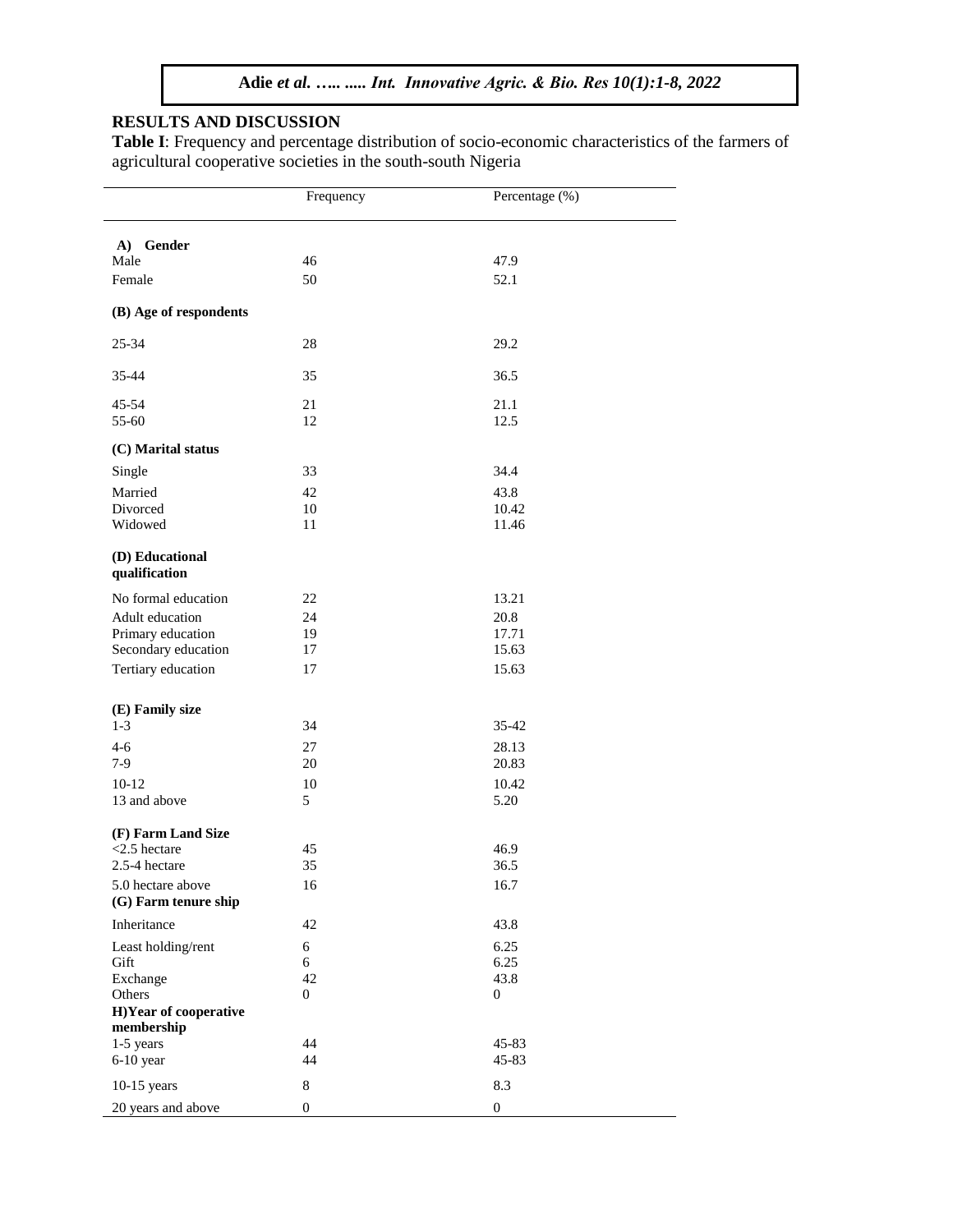## RESULTS AND DISCUSSION

**Table I**: Frequency and percentage distribution of socio-economic characteristics of the farmers of agricultural cooperative societies in the south-south Nigeria

| | Frequency | Percentage (%) |
|---|---|---|
| **A) Gender** | | |
| Male | 46 | 47.9 |
| Female | 50 | 52.1 |
| **(B) Age of respondents** | | |
| 25-34 | 28 | 29.2 |
| 35-44 | 35 | 36.5 |
| 45-54 | 21 | 21.1 |
| 55-60 | 12 | 12.5 |
| **(C) Marital status** | | |
| Single | 33 | 34.4 |
| Married | 42 | 43.8 |
| Divorced | 10 | 10.42 |
| Widowed | 11 | 11.46 |
| **(D) Educational qualification** | | |
| No formal education | 22 | 13.21 |
| Adult education | 24 | 20.8 |
| Primary education | 19 | 17.71 |
| Secondary education | 17 | 15.63 |
| Tertiary education | 17 | 15.63 |
| **(E) Family size** | | |
| 1-3 | 34 | 35-42 |
| 4-6 | 27 | 28.13 |
| 7-9 | 20 | 20.83 |
| 10-12 | 10 | 10.42 |
| 13 and above | 5 | 5.20 |
| **(F) Farm Land Size** | | |
| <2.5 hectare | 45 | 46.9 |
| 2.5-4 hectare | 35 | 36.5 |
| 5.0 hectare above | 16 | 16.7 |
| **(G) Farm tenure ship** | | |
| Inheritance | 42 | 43.8 |
| Least holding/rent | 6 | 6.25 |
| Gift | 6 | 6.25 |
| Exchange | 42 | 43.8 |
| Others | 0 | 0 |
| **H)Year of cooperative membership** | | |
| 1-5 years | 44 | 45-83 |
| 6-10 year | 44 | 45-83 |
| 10-15 years | 8 | 8.3 |
| 20 years and above | 0 | 0 |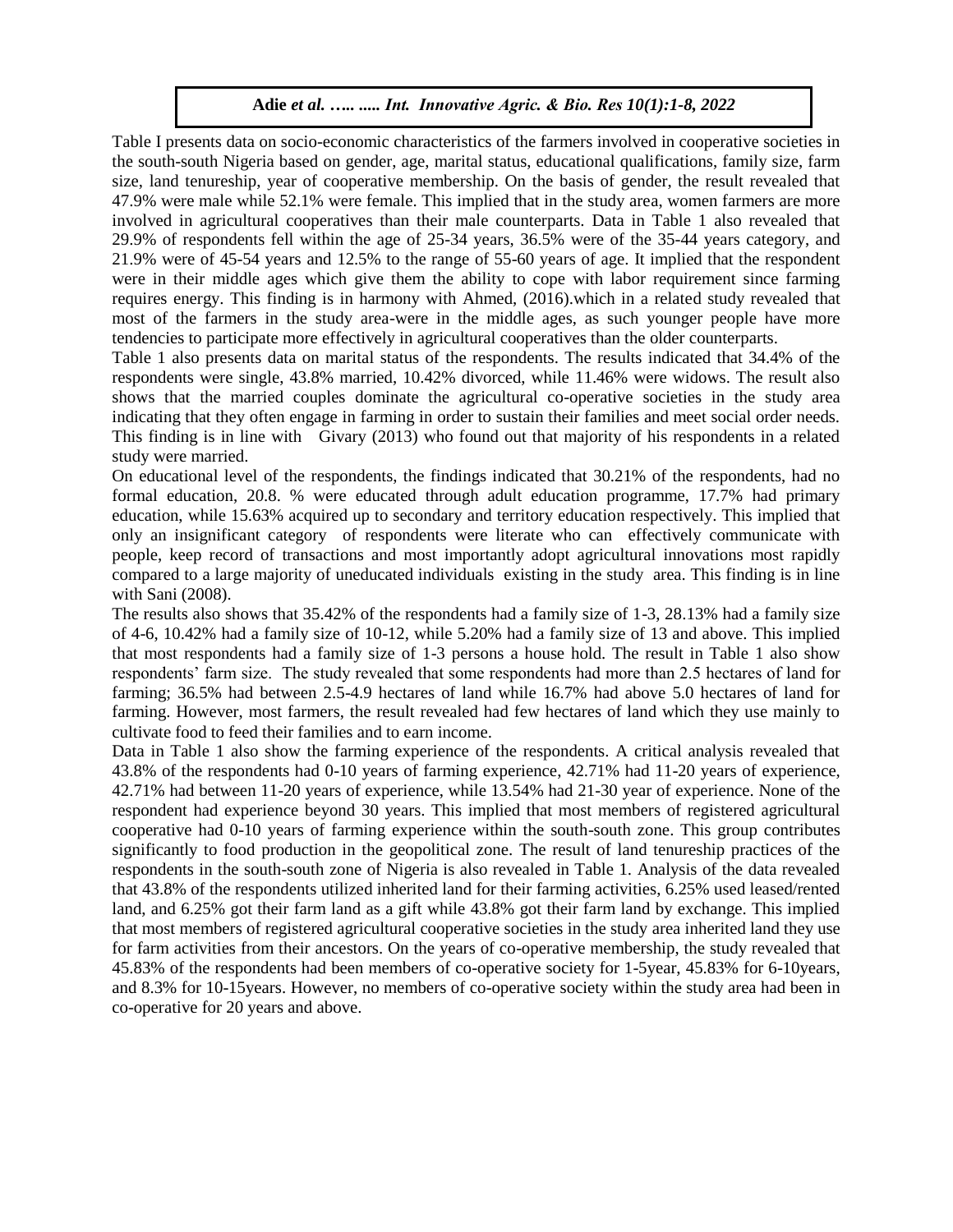Table I presents data on socio-economic characteristics of the farmers involved in cooperative societies in the south-south Nigeria based on gender, age, marital status, educational qualifications, family size, farm size, land tenureship, year of cooperative membership. On the basis of gender, the result revealed that 47.9% were male while 52.1% were female. This implied that in the study area, women farmers are more involved in agricultural cooperatives than their male counterparts. Data in Table 1 also revealed that 29.9% of respondents fell within the age of 25-34 years, 36.5% were of the 35-44 years category, and 21.9% were of 45-54 years and 12.5% to the range of 55-60 years of age. It implied that the respondent were in their middle ages which give them the ability to cope with labor requirement since farming requires energy. This finding is in harmony with Ahmed, (2016).which in a related study revealed that most of the farmers in the study area-were in the middle ages, as such younger people have more tendencies to participate more effectively in agricultural cooperatives than the older counterparts.

Table 1 also presents data on marital status of the respondents. The results indicated that 34.4% of the respondents were single, 43.8% married, 10.42% divorced, while 11.46% were widows. The result also shows that the married couples dominate the agricultural co-operative societies in the study area indicating that they often engage in farming in order to sustain their families and meet social order needs. This finding is in line with Givary (2013) who found out that majority of his respondents in a related study were married.

On educational level of the respondents, the findings indicated that 30.21% of the respondents, had no formal education, 20.8. % were educated through adult education programme, 17.7% had primary education, while 15.63% acquired up to secondary and territory education respectively. This implied that only an insignificant category of respondents were literate who can effectively communicate with people, keep record of transactions and most importantly adopt agricultural innovations most rapidly compared to a large majority of uneducated individuals existing in the study area. This finding is in line with Sani (2008).

The results also shows that 35.42% of the respondents had a family size of 1-3, 28.13% had a family size of 4-6, 10.42% had a family size of 10-12, while 5.20% had a family size of 13 and above. This implied that most respondents had a family size of 1-3 persons a house hold. The result in Table 1 also show respondents' farm size. The study revealed that some respondents had more than 2.5 hectares of land for farming; 36.5% had between 2.5-4.9 hectares of land while 16.7% had above 5.0 hectares of land for farming. However, most farmers, the result revealed had few hectares of land which they use mainly to cultivate food to feed their families and to earn income.

Data in Table 1 also show the farming experience of the respondents. A critical analysis revealed that 43.8% of the respondents had 0-10 years of farming experience, 42.71% had 11-20 years of experience, 42.71% had between 11-20 years of experience, while 13.54% had 21-30 year of experience. None of the respondent had experience beyond 30 years. This implied that most members of registered agricultural cooperative had 0-10 years of farming experience within the south-south zone. This group contributes significantly to food production in the geopolitical zone. The result of land tenureship practices of the respondents in the south-south zone of Nigeria is also revealed in Table 1. Analysis of the data revealed that 43.8% of the respondents utilized inherited land for their farming activities, 6.25% used leased/rented land, and 6.25% got their farm land as a gift while 43.8% got their farm land by exchange. This implied that most members of registered agricultural cooperative societies in the study area inherited land they use for farm activities from their ancestors. On the years of co-operative membership, the study revealed that 45.83% of the respondents had been members of co-operative society for 1-5year, 45.83% for 6-10years, and 8.3% for 10-15years. However, no members of co-operative society within the study area had been in co-operative for 20 years and above.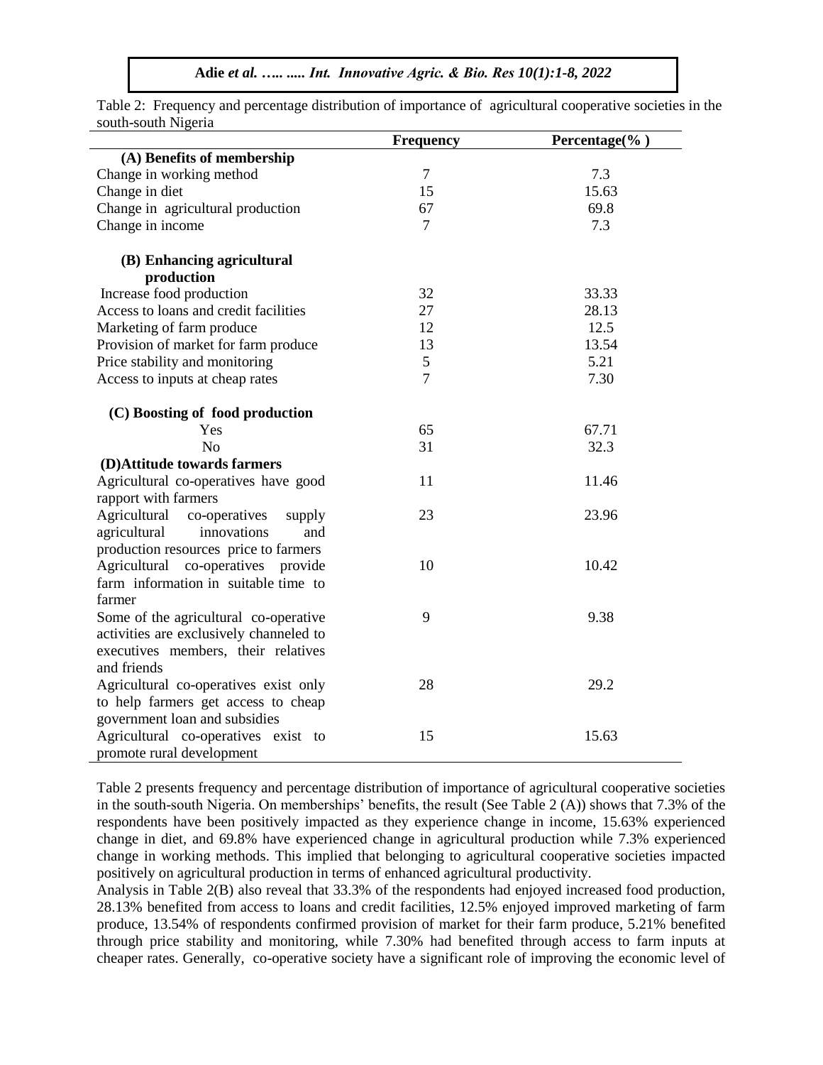Table 2: Frequency and percentage distribution of importance of agricultural cooperative societies in the south-south Nigeria

| | Frequency | Percentage(% ) |
|---|---|---|
| **(A) Benefits of membership** | | |
| Change in working method | 7 | 7.3 |
| Change in diet | 15 | 15.63 |
| Change in agricultural production | 67 | 69.8 |
| Change in income | 7 | 7.3 |
| **(B) Enhancing agricultural production** | | |
| Increase food production | 32 | 33.33 |
| Access to loans and credit facilities | 27 | 28.13 |
| Marketing of farm produce | 12 | 12.5 |
| Provision of market for farm produce | 13 | 13.54 |
| Price stability and monitoring | 5 | 5.21 |
| Access to inputs at cheap rates | 7 | 7.30 |
| **(C) Boosting of food production** | | |
| Yes | 65 | 67.71 |
| No | 31 | 32.3 |
| **(D)Attitude towards farmers** | | |
| Agricultural co-operatives have good rapport with farmers | 11 | 11.46 |
| Agricultural co-operatives supply agricultural innovations and production resources price to farmers | 23 | 23.96 |
| Agricultural co-operatives provide farm information in suitable time to farmer | 10 | 10.42 |
| Some of the agricultural co-operative activities are exclusively channeled to executives members, their relatives and friends | 9 | 9.38 |
| Agricultural co-operatives exist only to help farmers get access to cheap government loan and subsidies | 28 | 29.2 |
| Agricultural co-operatives exist to promote rural development | 15 | 15.63 |

Table 2 presents frequency and percentage distribution of importance of agricultural cooperative societies in the south-south Nigeria. On memberships' benefits, the result (See Table 2 (A)) shows that 7.3% of the respondents have been positively impacted as they experience change in income, 15.63% experienced change in diet, and 69.8% have experienced change in agricultural production while 7.3% experienced change in working methods. This implied that belonging to agricultural cooperative societies impacted positively on agricultural production in terms of enhanced agricultural productivity.

Analysis in Table 2(B) also reveal that 33.3% of the respondents had enjoyed increased food production, 28.13% benefited from access to loans and credit facilities, 12.5% enjoyed improved marketing of farm produce, 13.54% of respondents confirmed provision of market for their farm produce, 5.21% benefited through price stability and monitoring, while 7.30% had benefited through access to farm inputs at cheaper rates. Generally, co-operative society have a significant role of improving the economic level of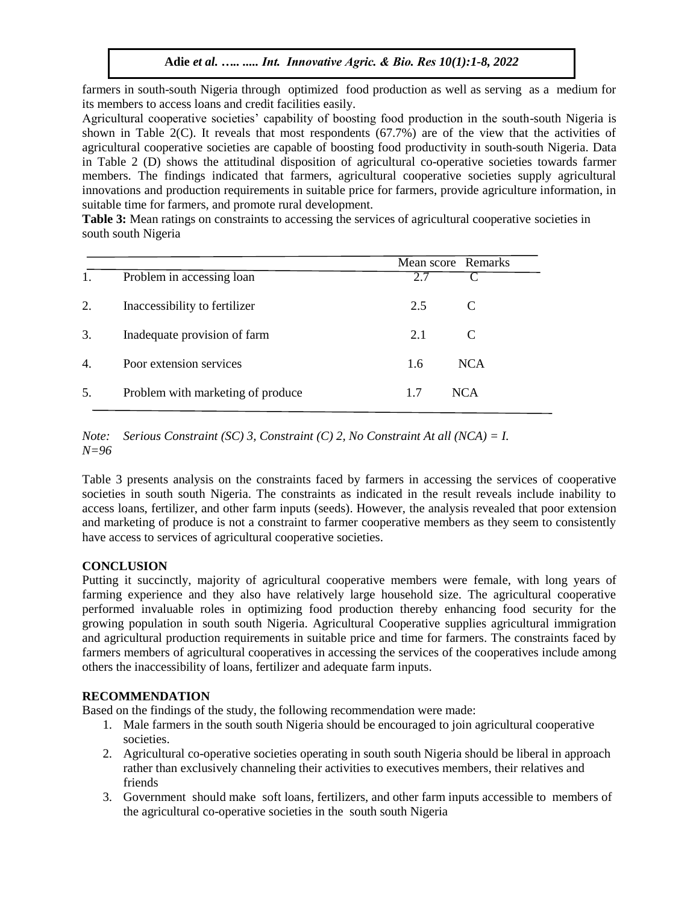farmers in south-south Nigeria through optimized food production as well as serving as a medium for its members to access loans and credit facilities easily.

Agricultural cooperative societies' capability of boosting food production in the south-south Nigeria is shown in Table 2(C). It reveals that most respondents (67.7%) are of the view that the activities of agricultural cooperative societies are capable of boosting food productivity in south-south Nigeria. Data in Table 2 (D) shows the attitudinal disposition of agricultural co-operative societies towards farmer members. The findings indicated that farmers, agricultural cooperative societies supply agricultural innovations and production requirements in suitable price for farmers, provide agriculture information, in suitable time for farmers, and promote rural development.

**Table 3:** Mean ratings on constraints to accessing the services of agricultural cooperative societies in south south Nigeria

| | | Mean score | Remarks |
|---|---|---|---|
| 1. | Problem in accessing loan | 2.7 | C |
| 2. | Inaccessibility to fertilizer | 2.5 | C |
| 3. | Inadequate provision of farm | 2.1 | C |
| 4. | Poor extension services | 1.6 | NCA |
| 5. | Problem with marketing of produce | 1.7 | NCA |

*Note: Serious Constraint (SC) 3, Constraint (C) 2, No Constraint At all (NCA) = I.*
*N=96*

Table 3 presents analysis on the constraints faced by farmers in accessing the services of cooperative societies in south south Nigeria. The constraints as indicated in the result reveals include inability to access loans, fertilizer, and other farm inputs (seeds). However, the analysis revealed that poor extension and marketing of produce is not a constraint to farmer cooperative members as they seem to consistently have access to services of agricultural cooperative societies.

## CONCLUSION

Putting it succinctly, majority of agricultural cooperative members were female, with long years of farming experience and they also have relatively large household size. The agricultural cooperative performed invaluable roles in optimizing food production thereby enhancing food security for the growing population in south south Nigeria. Agricultural Cooperative supplies agricultural immigration and agricultural production requirements in suitable price and time for farmers. The constraints faced by farmers members of agricultural cooperatives in accessing the services of the cooperatives include among others the inaccessibility of loans, fertilizer and adequate farm inputs.

## RECOMMENDATION

Based on the findings of the study, the following recommendation were made:

1. Male farmers in the south south Nigeria should be encouraged to join agricultural cooperative societies.
2. Agricultural co-operative societies operating in south south Nigeria should be liberal in approach rather than exclusively channeling their activities to executives members, their relatives and friends
3. Government should make soft loans, fertilizers, and other farm inputs accessible to members of the agricultural co-operative societies in the south south Nigeria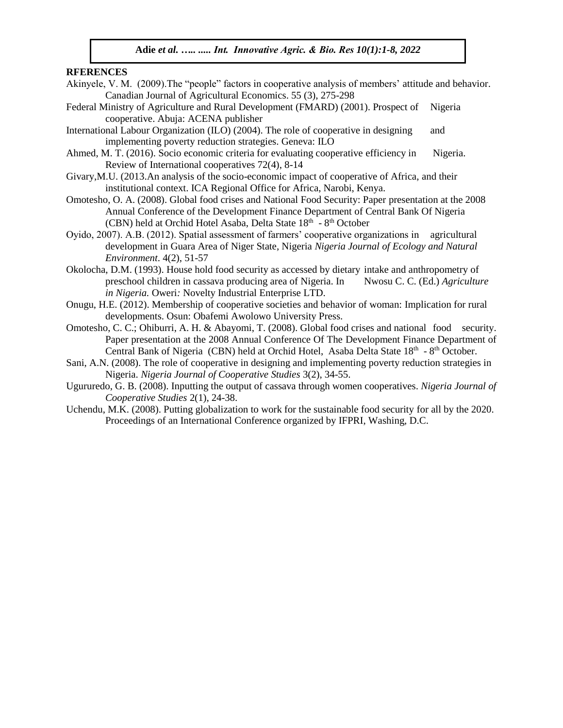**RFERENCES**

Akinyele, V. M. (2009).The "people" factors in cooperative analysis of members' attitude and behavior. Canadian Journal of Agricultural Economics. 55 (3), 275-298

Federal Ministry of Agriculture and Rural Development (FMARD) (2001). Prospect of Nigeria cooperative. Abuja: ACENA publisher

International Labour Organization (ILO) (2004). The role of cooperative in designing and implementing poverty reduction strategies. Geneva: ILO

Ahmed, M. T. (2016). Socio economic criteria for evaluating cooperative efficiency in Nigeria. Review of International cooperatives 72(4), 8-14

Givary,M.U. (2013.An analysis of the socio-economic impact of cooperative of Africa, and their institutional context. ICA Regional Office for Africa, Narobi, Kenya.

Omotesho, O. A. (2008). Global food crises and National Food Security: Paper presentation at the 2008 Annual Conference of the Development Finance Department of Central Bank Of Nigeria (CBN) held at Orchid Hotel Asaba, Delta State 18th - 8th October

Oyido, 2007). A.B. (2012). Spatial assessment of farmers' cooperative organizations in agricultural development in Guara Area of Niger State, Nigeria *Nigeria Journal of Ecology and Natural Environment*. 4(2), 51-57

Okolocha, D.M. (1993). House hold food security as accessed by dietary intake and anthropometry of preschool children in cassava producing area of Nigeria. In Nwosu C. C. (Ed.) *Agriculture in Nigeria.* Oweri*:* Novelty Industrial Enterprise LTD.

Onugu, H.E. (2012). Membership of cooperative societies and behavior of woman: Implication for rural developments. Osun: Obafemi Awolowo University Press.

Omotesho, C. C.; Ohiburri, A. H. & Abayomi, T. (2008). Global food crises and national food security. Paper presentation at the 2008 Annual Conference Of The Development Finance Department of Central Bank of Nigeria (CBN) held at Orchid Hotel, Asaba Delta State 18th - 8th October.

Sani, A.N. (2008). The role of cooperative in designing and implementing poverty reduction strategies in Nigeria. *Nigeria Journal of Cooperative Studies* 3(2), 34-55.

Ugururedo, G. B. (2008). Inputting the output of cassava through women cooperatives. *Nigeria Journal of Cooperative Studies* 2(1), 24-38.

Uchendu, M.K. (2008). Putting globalization to work for the sustainable food security for all by the 2020. Proceedings of an International Conference organized by IFPRI, Washing, D.C.